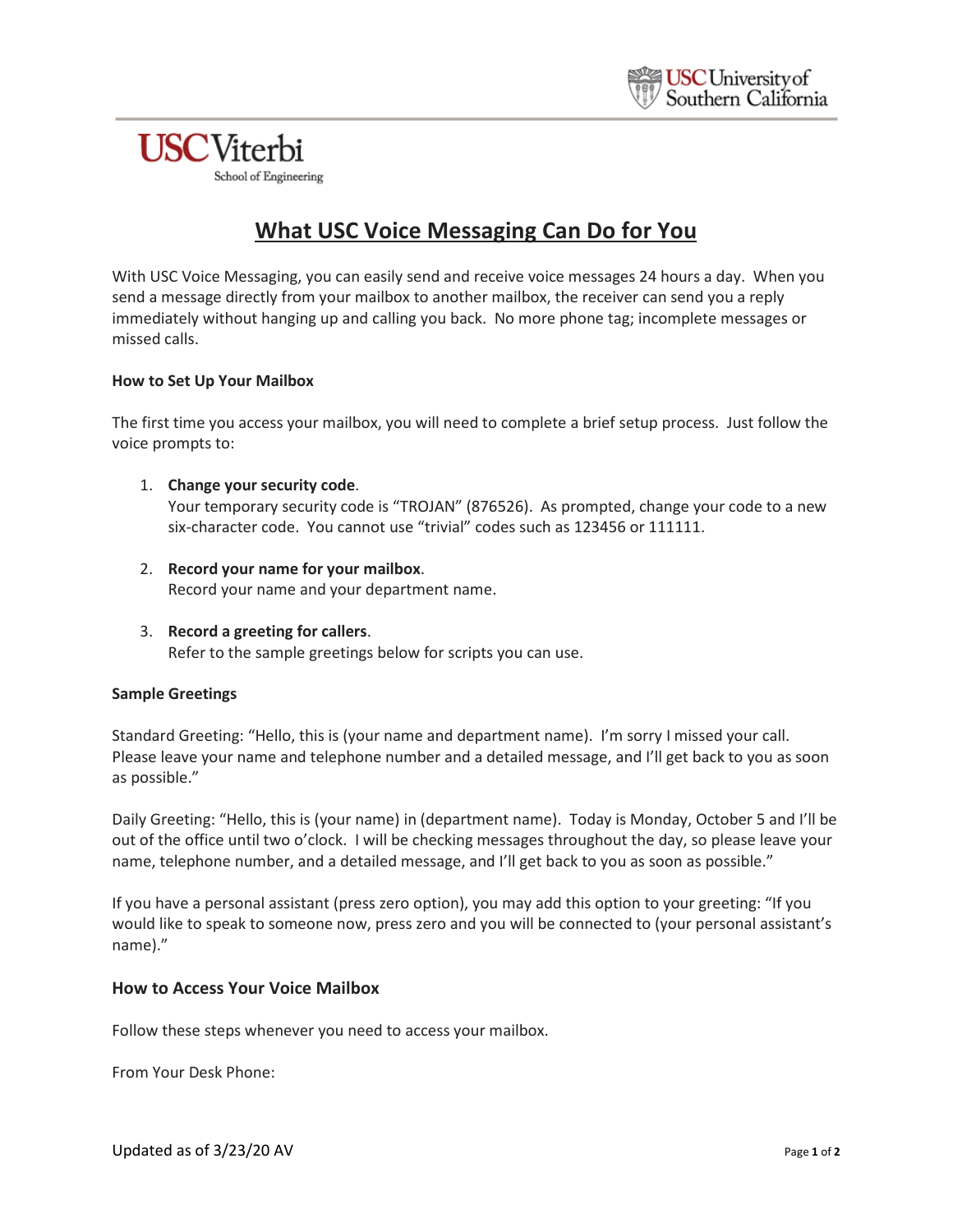USC Viterbi
School of Engineering

# What USC Voice Messaging Can Do for You

With USC Voice Messaging, you can easily send and receive voice messages 24 hours a day. When you send a message directly from your mailbox to another mailbox, the receiver can send you a reply immediately without hanging up and calling you back. No more phone tag; incomplete messages or missed calls.

**How to Set Up Your Mailbox**

The first time you access your mailbox, you will need to complete a brief setup process. Just follow the voice prompts to:

1. **Change your security code**.
   Your temporary security code is "TROJAN" (876526). As prompted, change your code to a new six-character code. You cannot use "trivial" codes such as 123456 or 111111.

2. **Record your name for your mailbox**.
   Record your name and your department name.

3. **Record a greeting for callers**.
   Refer to the sample greetings below for scripts you can use.

**Sample Greetings**

Standard Greeting: "Hello, this is (your name and department name). I'm sorry I missed your call. Please leave your name and telephone number and a detailed message, and I'll get back to you as soon as possible."

Daily Greeting: "Hello, this is (your name) in (department name). Today is Monday, October 5 and I'll be out of the office until two o'clock. I will be checking messages throughout the day, so please leave your name, telephone number, and a detailed message, and I'll get back to you as soon as possible."

If you have a personal assistant (press zero option), you may add this option to your greeting: "If you would like to speak to someone now, press zero and you will be connected to (your personal assistant's name)."

## How to Access Your Voice Mailbox

Follow these steps whenever you need to access your mailbox.

From Your Desk Phone:

Updated as of 3/23/20 AV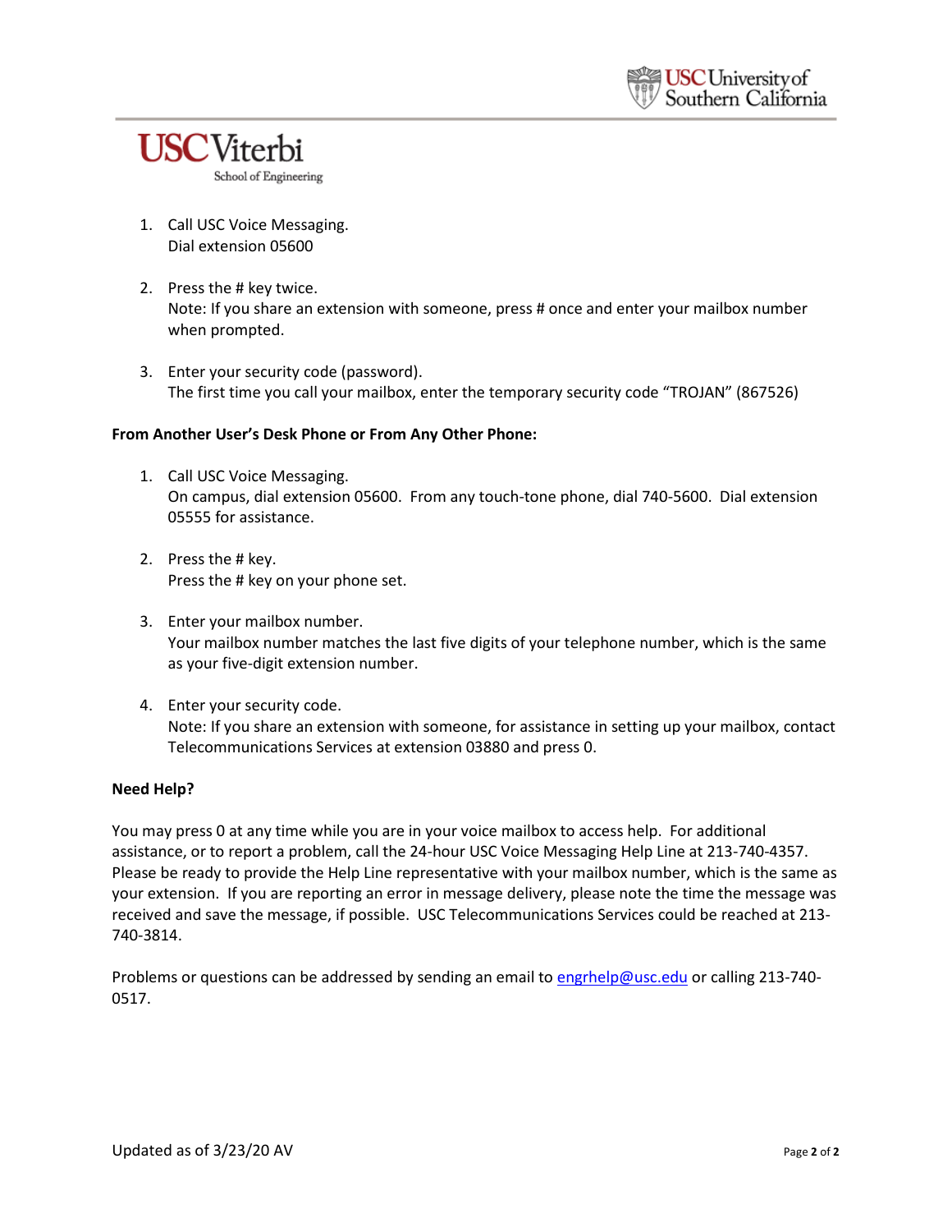1. Call USC Voice Messaging.
   Dial extension 05600

2. Press the # key twice.
   Note: If you share an extension with someone, press # once and enter your mailbox number when prompted.

3. Enter your security code (password).
   The first time you call your mailbox, enter the temporary security code "TROJAN" (867526)

**From Another User's Desk Phone or From Any Other Phone:**

1. Call USC Voice Messaging.
   On campus, dial extension 05600. From any touch-tone phone, dial 740-5600. Dial extension 05555 for assistance.

2. Press the # key.
   Press the # key on your phone set.

3. Enter your mailbox number.
   Your mailbox number matches the last five digits of your telephone number, which is the same as your five-digit extension number.

4. Enter your security code.
   Note: If you share an extension with someone, for assistance in setting up your mailbox, contact Telecommunications Services at extension 03880 and press 0.

**Need Help?**

You may press 0 at any time while you are in your voice mailbox to access help. For additional assistance, or to report a problem, call the 24-hour USC Voice Messaging Help Line at 213-740-4357. Please be ready to provide the Help Line representative with your mailbox number, which is the same as your extension. If you are reporting an error in message delivery, please note the time the message was received and save the message, if possible. USC Telecommunications Services could be reached at 213-740-3814.

Problems or questions can be addressed by sending an email to engrhelp@usc.edu or calling 213-740-0517.

Updated as of 3/23/20 AV